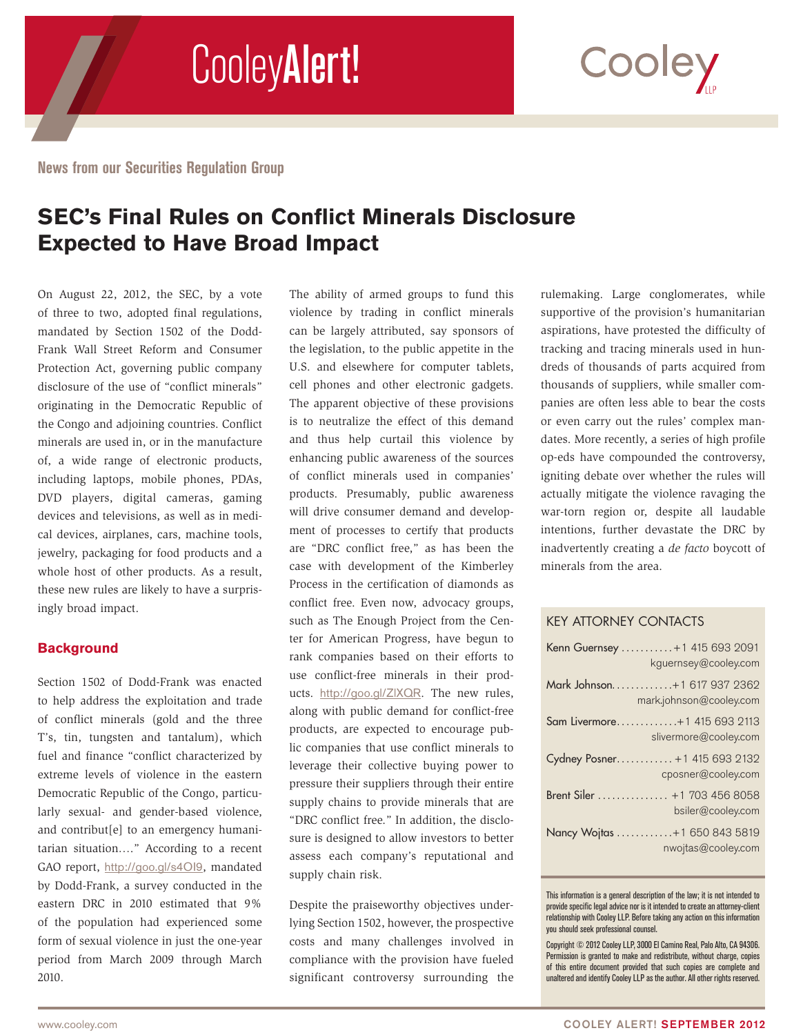# CooleyAlert!

Cooley LLP

News from our Securities Regulation Group

## SEC's Final Rules on Conflict Minerals Disclosure Expected to Have Broad Impact

On August 22, 2012, the SEC, by a vote of three to two, adopted final regulations, mandated by Section 1502 of the Dodd-Frank Wall Street Reform and Consumer Protection Act, governing public company disclosure of the use of "conflict minerals" originating in the Democratic Republic of the Congo and adjoining countries. Conflict minerals are used in, or in the manufacture of, a wide range of electronic products, including laptops, mobile phones, PDAs, DVD players, digital cameras, gaming devices and televisions, as well as in medical devices, airplanes, cars, machine tools, jewelry, packaging for food products and a whole host of other products. As a result, these new rules are likely to have a surprisingly broad impact.

### Background

Section 1502 of Dodd-Frank was enacted to help address the exploitation and trade of conflict minerals (gold and the three T's, tin, tungsten and tantalum), which fuel and finance "conflict characterized by extreme levels of violence in the eastern Democratic Republic of the Congo, particularly sexual- and gender-based violence, and contribut[e] to an emergency humanitarian situation…." According to a recent GAO report, http://goo.gl/s4OI9, mandated by Dodd-Frank, a survey conducted in the eastern DRC in 2010 estimated that 9% of the population had experienced some form of sexual violence in just the one-year period from March 2009 through March 2010.

The ability of armed groups to fund this violence by trading in conflict minerals can be largely attributed, say sponsors of the legislation, to the public appetite in the U.S. and elsewhere for computer tablets, cell phones and other electronic gadgets. The apparent objective of these provisions is to neutralize the effect of this demand and thus help curtail this violence by enhancing public awareness of the sources of conflict minerals used in companies' products. Presumably, public awareness will drive consumer demand and development of processes to certify that products are "DRC conflict free," as has been the case with development of the Kimberley Process in the certification of diamonds as conflict free. Even now, advocacy groups, such as The Enough Project from the Center for American Progress, have begun to rank companies based on their efforts to use conflict-free minerals in their products. http://goo.gl/ZlXQR. The new rules, along with public demand for conflict-free products, are expected to encourage public companies that use conflict minerals to leverage their collective buying power to pressure their suppliers through their entire supply chains to provide minerals that are "DRC conflict free." In addition, the disclosure is designed to allow investors to better assess each company's reputational and supply chain risk.

Despite the praiseworthy objectives underlying Section 1502, however, the prospective costs and many challenges involved in compliance with the provision have fueled significant controversy surrounding the rulemaking. Large conglomerates, while supportive of the provision's humanitarian aspirations, have protested the difficulty of tracking and tracing minerals used in hundreds of thousands of parts acquired from thousands of suppliers, while smaller companies are often less able to bear the costs or even carry out the rules' complex mandates. More recently, a series of high profile op-eds have compounded the controversy, igniting debate over whether the rules will actually mitigate the violence ravaging the war-torn region or, despite all laudable intentions, further devastate the DRC by inadvertently creating a *de facto* boycott of minerals from the area.

### Key Attorney Contacts

| Name | Phone | Email |
|---|---|---|
| Kenn Guernsey | +1 415 693 2091 | kguernsey@cooley.com |
| Mark Johnson | +1 617 937 2362 | mark.johnson@cooley.com |
| Sam Livermore | +1 415 693 2113 | slivermore@cooley.com |
| Cydney Posner | +1 415 693 2132 | cposner@cooley.com |
| Brent Siler | +1 703 456 8058 | bsiler@cooley.com |
| Nancy Wojtas | +1 650 843 5819 | nwojtas@cooley.com |

This information is a general description of the law; it is not intended to provide specific legal advice nor is it intended to create an attorney-client relationship with Cooley LLP. Before taking any action on this information you should seek professional counsel.

Copyright © 2012 Cooley LLP, 3000 El Camino Real, Palo Alto, CA 94306. Permission is granted to make and redistribute, without charge, copies of this entire document provided that such copies are complete and unaltered and identify Cooley LLP as the author. All other rights reserved.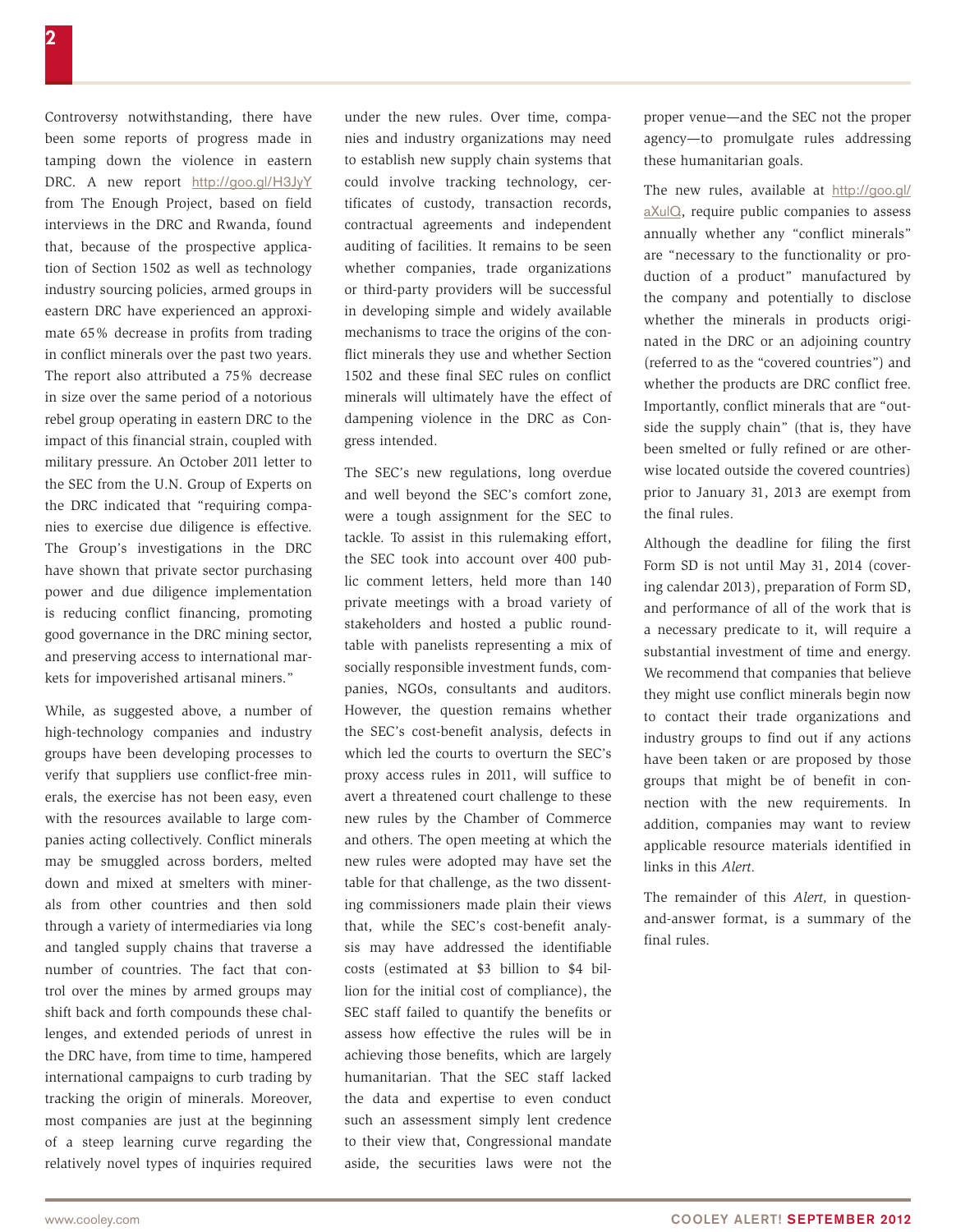Controversy notwithstanding, there have been some reports of progress made in tamping down the violence in eastern DRC. A new report http://goo.gl/H3JyY from The Enough Project, based on field interviews in the DRC and Rwanda, found that, because of the prospective application of Section 1502 as well as technology industry sourcing policies, armed groups in eastern DRC have experienced an approximate 65% decrease in profits from trading in conflict minerals over the past two years. The report also attributed a 75% decrease in size over the same period of a notorious rebel group operating in eastern DRC to the impact of this financial strain, coupled with military pressure. An October 2011 letter to the SEC from the U.N. Group of Experts on the DRC indicated that "requiring companies to exercise due diligence is effective. The Group's investigations in the DRC have shown that private sector purchasing power and due diligence implementation is reducing conflict financing, promoting good governance in the DRC mining sector, and preserving access to international markets for impoverished artisanal miners."

While, as suggested above, a number of high-technology companies and industry groups have been developing processes to verify that suppliers use conflict-free minerals, the exercise has not been easy, even with the resources available to large companies acting collectively. Conflict minerals may be smuggled across borders, melted down and mixed at smelters with minerals from other countries and then sold through a variety of intermediaries via long and tangled supply chains that traverse a number of countries. The fact that control over the mines by armed groups may shift back and forth compounds these challenges, and extended periods of unrest in the DRC have, from time to time, hampered international campaigns to curb trading by tracking the origin of minerals. Moreover, most companies are just at the beginning of a steep learning curve regarding the relatively novel types of inquiries required under the new rules. Over time, companies and industry organizations may need to establish new supply chain systems that could involve tracking technology, certificates of custody, transaction records, contractual agreements and independent auditing of facilities. It remains to be seen whether companies, trade organizations or third-party providers will be successful in developing simple and widely available mechanisms to trace the origins of the conflict minerals they use and whether Section 1502 and these final SEC rules on conflict minerals will ultimately have the effect of dampening violence in the DRC as Congress intended.

The SEC's new regulations, long overdue and well beyond the SEC's comfort zone, were a tough assignment for the SEC to tackle. To assist in this rulemaking effort, the SEC took into account over 400 public comment letters, held more than 140 private meetings with a broad variety of stakeholders and hosted a public roundtable with panelists representing a mix of socially responsible investment funds, companies, NGOs, consultants and auditors. However, the question remains whether the SEC's cost-benefit analysis, defects in which led the courts to overturn the SEC's proxy access rules in 2011, will suffice to avert a threatened court challenge to these new rules by the Chamber of Commerce and others. The open meeting at which the new rules were adopted may have set the table for that challenge, as the two dissenting commissioners made plain their views that, while the SEC's cost-benefit analysis may have addressed the identifiable costs (estimated at $3 billion to $4 billion for the initial cost of compliance), the SEC staff failed to quantify the benefits or assess how effective the rules will be in achieving those benefits, which are largely humanitarian. That the SEC staff lacked the data and expertise to even conduct such an assessment simply lent credence to their view that, Congressional mandate aside, the securities laws were not the proper venue—and the SEC not the proper agency—to promulgate rules addressing these humanitarian goals.

The new rules, available at http://goo.gl/aXulQ, require public companies to assess annually whether any "conflict minerals" are "necessary to the functionality or production of a product" manufactured by the company and potentially to disclose whether the minerals in products originated in the DRC or an adjoining country (referred to as the "covered countries") and whether the products are DRC conflict free. Importantly, conflict minerals that are "outside the supply chain" (that is, they have been smelted or fully refined or are otherwise located outside the covered countries) prior to January 31, 2013 are exempt from the final rules.

Although the deadline for filing the first Form SD is not until May 31, 2014 (covering calendar 2013), preparation of Form SD, and performance of all of the work that is a necessary predicate to it, will require a substantial investment of time and energy. We recommend that companies that believe they might use conflict minerals begin now to contact their trade organizations and industry groups to find out if any actions have been taken or are proposed by those groups that might be of benefit in connection with the new requirements. In addition, companies may want to review applicable resource materials identified in links in this *Alert.*

The remainder of this *Alert,* in question-and-answer format, is a summary of the final rules.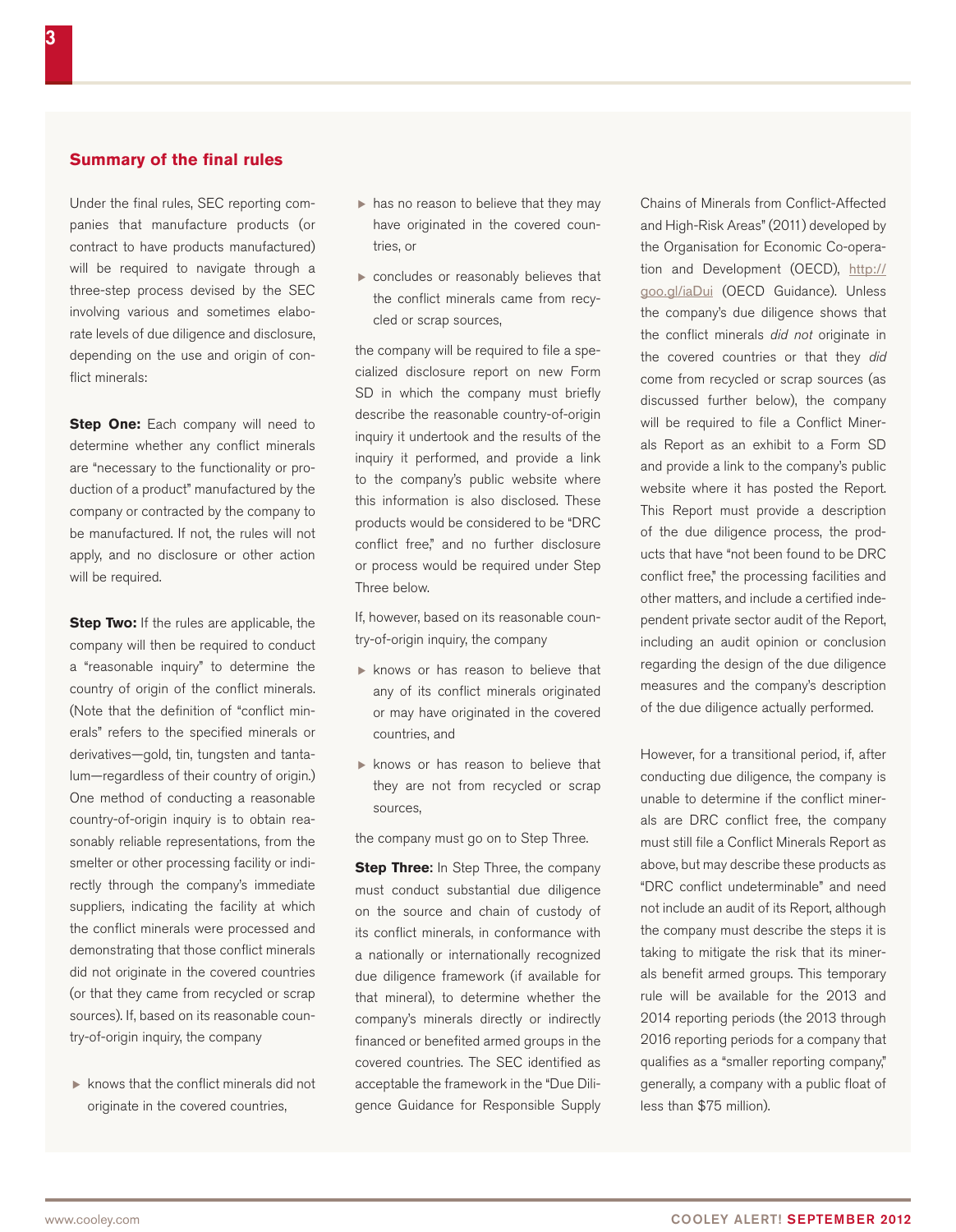## Summary of the final rules

Under the final rules, SEC reporting companies that manufacture products (or contract to have products manufactured) will be required to navigate through a three-step process devised by the SEC involving various and sometimes elaborate levels of due diligence and disclosure, depending on the use and origin of conflict minerals:

**Step One:** Each company will need to determine whether any conflict minerals are "necessary to the functionality or production of a product" manufactured by the company or contracted by the company to be manufactured. If not, the rules will not apply, and no disclosure or other action will be required.

**Step Two:** If the rules are applicable, the company will then be required to conduct a "reasonable inquiry" to determine the country of origin of the conflict minerals. (Note that the definition of "conflict minerals" refers to the specified minerals or derivatives—gold, tin, tungsten and tantalum—regardless of their country of origin.) One method of conducting a reasonable country-of-origin inquiry is to obtain reasonably reliable representations, from the smelter or other processing facility or indirectly through the company's immediate suppliers, indicating the facility at which the conflict minerals were processed and demonstrating that those conflict minerals did not originate in the covered countries (or that they came from recycled or scrap sources). If, based on its reasonable country-of-origin inquiry, the company

- knows that the conflict minerals did not originate in the covered countries,
- has no reason to believe that they may have originated in the covered countries, or
- concludes or reasonably believes that the conflict minerals came from recycled or scrap sources,

the company will be required to file a specialized disclosure report on new Form SD in which the company must briefly describe the reasonable country-of-origin inquiry it undertook and the results of the inquiry it performed, and provide a link to the company's public website where this information is also disclosed. These products would be considered to be "DRC conflict free," and no further disclosure or process would be required under Step Three below.

If, however, based on its reasonable country-of-origin inquiry, the company

- knows or has reason to believe that any of its conflict minerals originated or may have originated in the covered countries, and
- knows or has reason to believe that they are not from recycled or scrap sources,

the company must go on to Step Three.

**Step Three:** In Step Three, the company must conduct substantial due diligence on the source and chain of custody of its conflict minerals, in conformance with a nationally or internationally recognized due diligence framework (if available for that mineral), to determine whether the company's minerals directly or indirectly financed or benefited armed groups in the covered countries. The SEC identified as acceptable the framework in the "Due Diligence Guidance for Responsible Supply Chains of Minerals from Conflict-Affected and High-Risk Areas" (2011) developed by the Organisation for Economic Co-operation and Development (OECD), http://goo.gl/iaDui (OECD Guidance). Unless the company's due diligence shows that the conflict minerals *did not* originate in the covered countries or that they *did* come from recycled or scrap sources (as discussed further below), the company will be required to file a Conflict Minerals Report as an exhibit to a Form SD and provide a link to the company's public website where it has posted the Report. This Report must provide a description of the due diligence process, the products that have "not been found to be DRC conflict free," the processing facilities and other matters, and include a certified independent private sector audit of the Report, including an audit opinion or conclusion regarding the design of the due diligence measures and the company's description of the due diligence actually performed.

However, for a transitional period, if, after conducting due diligence, the company is unable to determine if the conflict minerals are DRC conflict free, the company must still file a Conflict Minerals Report as above, but may describe these products as "DRC conflict undeterminable" and need not include an audit of its Report, although the company must describe the steps it is taking to mitigate the risk that its minerals benefit armed groups. This temporary rule will be available for the 2013 and 2014 reporting periods (the 2013 through 2016 reporting periods for a company that qualifies as a "smaller reporting company," generally, a company with a public float of less than $75 million).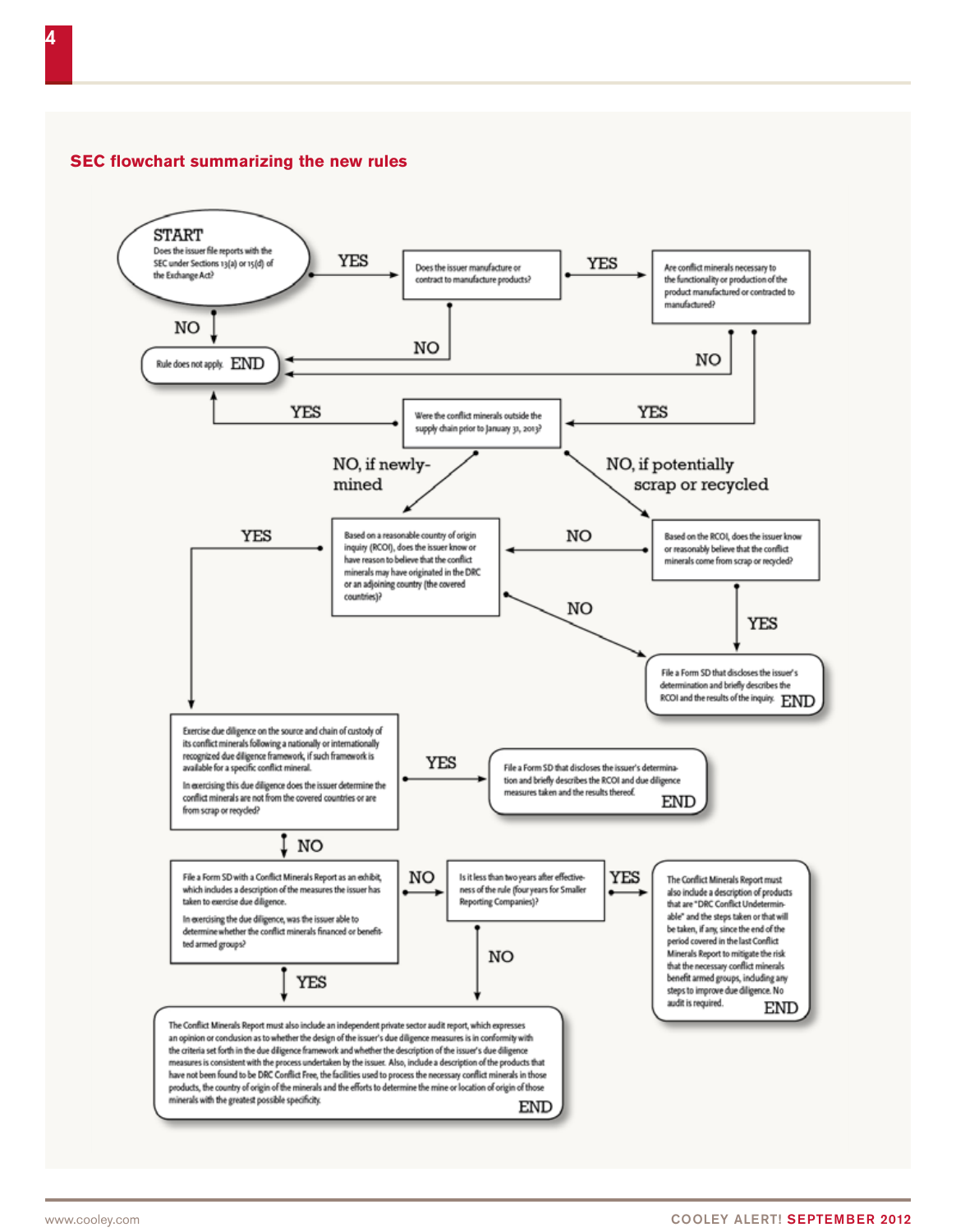## SEC flowchart summarizing the new rules

**START**
Does the issuer file reports with the SEC under Sections 13(a) or 15(d) of the Exchange Act?

- NO → Rule does not apply. **END**
- YES → Does the issuer manufacture or contract to manufacture products?
  - NO → Rule does not apply. **END**
  - YES → Are conflict minerals necessary to the functionality or production of the product manufactured or contracted to manufactured?
    - NO → Rule does not apply. **END**
    - YES → Were the conflict minerals outside the supply chain prior to January 31, 2013?
      - YES → Rule does not apply. **END**
      - NO, if newly-mined → Based on a reasonable country of origin inquiry (RCOI), does the issuer know or have reason to believe that the conflict minerals may have originated in the DRC or an adjoining country (the covered countries)?
      - NO, if potentially scrap or recycled → Based on the RCOI, does the issuer know or reasonably believe that the conflict minerals come from scrap or recycled?
        - NO → Based on a reasonable country of origin inquiry (RCOI), does the issuer know or have reason to believe that the conflict minerals may have originated in the DRC or an adjoining country (the covered countries)?
        - YES → File a Form SD that discloses the issuer's determination and briefly describes the RCOI and the results of the inquiry. **END**

Based on a reasonable country of origin inquiry (RCOI), does the issuer know or have reason to believe that the conflict minerals may have originated in the DRC or an adjoining country (the covered countries)?

- NO → File a Form SD that discloses the issuer's determination and briefly describes the RCOI and the results of the inquiry. **END**
- YES → Exercise due diligence on the source and chain of custody of its conflict minerals following a nationally or internationally recognized due diligence framework, if such framework is available for a specific conflict mineral. In exercising this due diligence does the issuer determine the conflict minerals are not from the covered countries or are from scrap or recycled?
  - YES → File a Form SD that discloses the issuer's determination and briefly describes the RCOI and due diligence measures taken and the results thereof. **END**
  - NO → File a Form SD with a Conflict Minerals Report as an exhibit, which includes a description of the measures the issuer has taken to exercise due diligence. In exercising the due diligence, was the issuer able to determine whether the conflict minerals financed or benefited armed groups?
    - YES → The Conflict Minerals Report must also include an independent private sector audit report, which expresses an opinion or conclusion as to whether the design of the issuer's due diligence measures is in conformity with the criteria set forth in the due diligence framework and whether the description of the issuer's due diligence measures is consistent with the process undertaken by the issuer. Also, include a description of the products that have not been found to be DRC Conflict Free, the facilities used to process the necessary conflict minerals in those products, the country of origin of the minerals and the efforts to determine the mine or location of origin of those minerals with the greatest possible specificity. **END**
    - NO → Is it less than two years after effectiveness of the rule (four years for Smaller Reporting Companies)?
      - YES → The Conflict Minerals Report must also include a description of products that are "DRC Conflict Undeterminable" and the steps taken or that will be taken, if any, since the end of the period covered in the last Conflict Minerals Report to mitigate the risk that the necessary conflict minerals benefit armed groups, including any steps to improve due diligence. No audit is required. **END**
      - NO → The Conflict Minerals Report must also include an independent private sector audit report (as above). **END**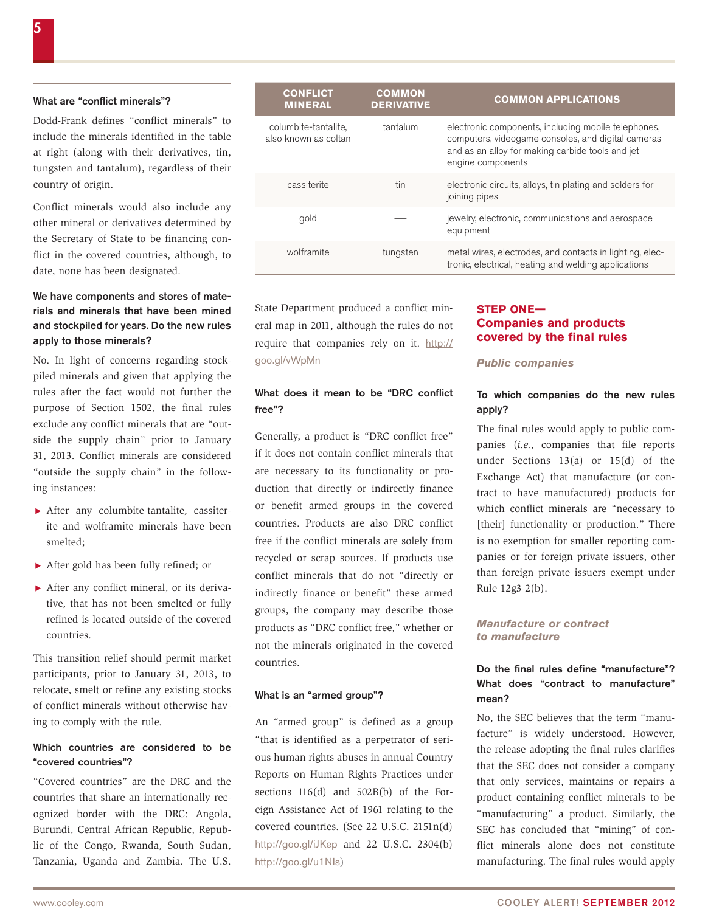### What are "conflict minerals"?

Dodd-Frank defines "conflict minerals" to include the minerals identified in the table at right (along with their derivatives, tin, tungsten and tantalum), regardless of their country of origin.

Conflict minerals would also include any other mineral or derivatives determined by the Secretary of State to be financing conflict in the covered countries, although, to date, none has been designated.

| CONFLICT MINERAL | COMMON DERIVATIVE | COMMON APPLICATIONS |
|---|---|---|
| columbite-tantalite, also known as coltan | tantalum | electronic components, including mobile telephones, computers, videogame consoles, and digital cameras and as an alloy for making carbide tools and jet engine components |
| cassiterite | tin | electronic circuits, alloys, tin plating and solders for joining pipes |
| gold | — | jewelry, electronic, communications and aerospace equipment |
| wolframite | tungsten | metal wires, electrodes, and contacts in lighting, electronic, electrical, heating and welding applications |

### We have components and stores of materials and minerals that have been mined and stockpiled for years. Do the new rules apply to those minerals?

No. In light of concerns regarding stockpiled minerals and given that applying the rules after the fact would not further the purpose of Section 1502, the final rules exclude any conflict minerals that are "outside the supply chain" prior to January 31, 2013. Conflict minerals are considered "outside the supply chain" in the following instances:

- After any columbite-tantalite, cassiterite and wolframite minerals have been smelted;
- After gold has been fully refined; or
- After any conflict mineral, or its derivative, that has not been smelted or fully refined is located outside of the covered countries.

This transition relief should permit market participants, prior to January 31, 2013, to relocate, smelt or refine any existing stocks of conflict minerals without otherwise having to comply with the rule.

### Which countries are considered to be "covered countries"?

"Covered countries" are the DRC and the countries that share an internationally recognized border with the DRC: Angola, Burundi, Central African Republic, Republic of the Congo, Rwanda, South Sudan, Tanzania, Uganda and Zambia. The U.S. State Department produced a conflict mineral map in 2011, although the rules do not require that companies rely on it. http://goo.gl/vWpMn

### What does it mean to be "DRC conflict free"?

Generally, a product is "DRC conflict free" if it does not contain conflict minerals that are necessary to its functionality or production that directly or indirectly finance or benefit armed groups in the covered countries. Products are also DRC conflict free if the conflict minerals are solely from recycled or scrap sources. If products use conflict minerals that do not "directly or indirectly finance or benefit" these armed groups, the company may describe those products as "DRC conflict free," whether or not the minerals originated in the covered countries.

### What is an "armed group"?

An "armed group" is defined as a group "that is identified as a perpetrator of serious human rights abuses in annual Country Reports on Human Rights Practices under sections 116(d) and 502B(b) of the Foreign Assistance Act of 1961 relating to the covered countries. (See 22 U.S.C. 2151n(d) http://goo.gl/iJKep and 22 U.S.C. 2304(b) http://goo.gl/u1NIs)

## STEP ONE— Companies and products covered by the final rules

### *Public companies*

#### To which companies do the new rules apply?

The final rules would apply to public companies (*i.e.,* companies that file reports under Sections 13(a) or 15(d) of the Exchange Act) that manufacture (or contract to have manufactured) products for which conflict minerals are "necessary to [their] functionality or production." There is no exemption for smaller reporting companies or for foreign private issuers, other than foreign private issuers exempt under Rule 12g3-2(b).

### *Manufacture or contract to manufacture*

#### Do the final rules define "manufacture"? What does "contract to manufacture" mean?

No, the SEC believes that the term "manufacture" is widely understood. However, the release adopting the final rules clarifies that the SEC does not consider a company that only services, maintains or repairs a product containing conflict minerals to be "manufacturing" a product. Similarly, the SEC has concluded that "mining" of conflict minerals alone does not constitute manufacturing. The final rules would apply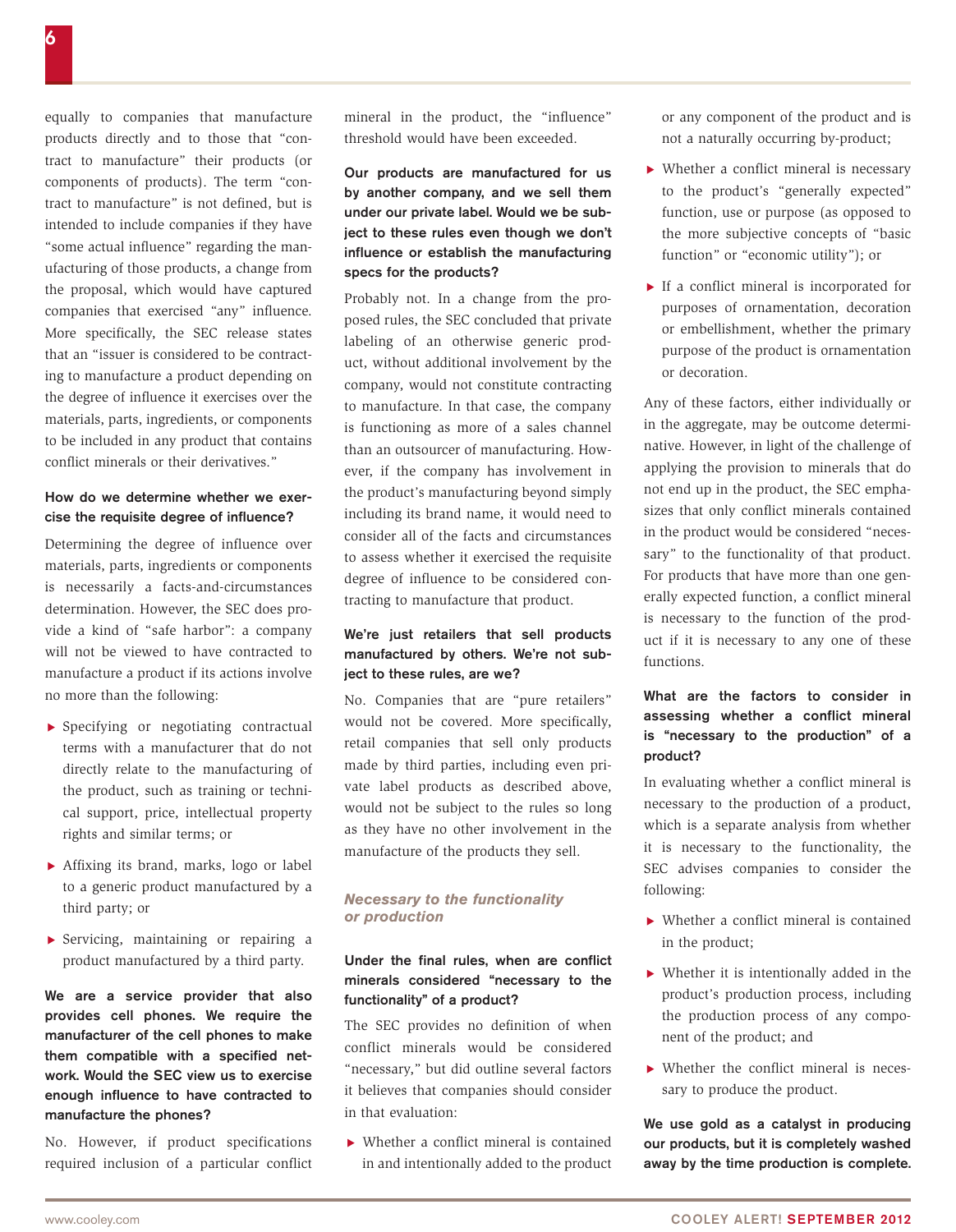equally to companies that manufacture products directly and to those that "contract to manufacture" their products (or components of products). The term "contract to manufacture" is not defined, but is intended to include companies if they have "some actual influence" regarding the manufacturing of those products, a change from the proposal, which would have captured companies that exercised "any" influence. More specifically, the SEC release states that an "issuer is considered to be contracting to manufacture a product depending on the degree of influence it exercises over the materials, parts, ingredients, or components to be included in any product that contains conflict minerals or their derivatives."

**How do we determine whether we exercise the requisite degree of influence?**

Determining the degree of influence over materials, parts, ingredients or components is necessarily a facts-and-circumstances determination. However, the SEC does provide a kind of "safe harbor": a company will not be viewed to have contracted to manufacture a product if its actions involve no more than the following:

- Specifying or negotiating contractual terms with a manufacturer that do not directly relate to the manufacturing of the product, such as training or technical support, price, intellectual property rights and similar terms; or
- Affixing its brand, marks, logo or label to a generic product manufactured by a third party; or
- Servicing, maintaining or repairing a product manufactured by a third party.

**We are a service provider that also provides cell phones. We require the manufacturer of the cell phones to make them compatible with a specified network. Would the SEC view us to exercise enough influence to have contracted to manufacture the phones?**

No. However, if product specifications required inclusion of a particular conflict mineral in the product, the "influence" threshold would have been exceeded.

**Our products are manufactured for us by another company, and we sell them under our private label. Would we be subject to these rules even though we don't influence or establish the manufacturing specs for the products?**

Probably not. In a change from the proposed rules, the SEC concluded that private labeling of an otherwise generic product, without additional involvement by the company, would not constitute contracting to manufacture. In that case, the company is functioning as more of a sales channel than an outsourcer of manufacturing. However, if the company has involvement in the product's manufacturing beyond simply including its brand name, it would need to consider all of the facts and circumstances to assess whether it exercised the requisite degree of influence to be considered contracting to manufacture that product.

**We're just retailers that sell products manufactured by others. We're not subject to these rules, are we?**

No. Companies that are "pure retailers" would not be covered. More specifically, retail companies that sell only products made by third parties, including even private label products as described above, would not be subject to the rules so long as they have no other involvement in the manufacture of the products they sell.

### *Necessary to the functionality or production*

**Under the final rules, when are conflict minerals considered "necessary to the functionality" of a product?**

The SEC provides no definition of when conflict minerals would be considered "necessary," but did outline several factors it believes that companies should consider in that evaluation:

- Whether a conflict mineral is contained in and intentionally added to the product or any component of the product and is not a naturally occurring by-product;
- Whether a conflict mineral is necessary to the product's "generally expected" function, use or purpose (as opposed to the more subjective concepts of "basic function" or "economic utility"); or
- If a conflict mineral is incorporated for purposes of ornamentation, decoration or embellishment, whether the primary purpose of the product is ornamentation or decoration.

Any of these factors, either individually or in the aggregate, may be outcome determinative. However, in light of the challenge of applying the provision to minerals that do not end up in the product, the SEC emphasizes that only conflict minerals contained in the product would be considered "necessary" to the functionality of that product. For products that have more than one generally expected function, a conflict mineral is necessary to the function of the product if it is necessary to any one of these functions.

**What are the factors to consider in assessing whether a conflict mineral is "necessary to the production" of a product?**

In evaluating whether a conflict mineral is necessary to the production of a product, which is a separate analysis from whether it is necessary to the functionality, the SEC advises companies to consider the following:

- Whether a conflict mineral is contained in the product;
- Whether it is intentionally added in the product's production process, including the production process of any component of the product; and
- Whether the conflict mineral is necessary to produce the product.

**We use gold as a catalyst in producing our products, but it is completely washed away by the time production is complete.**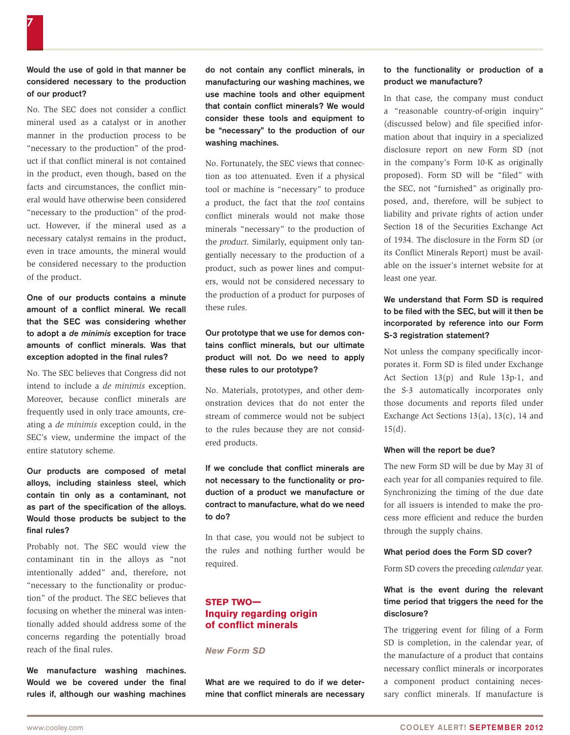**Would the use of gold in that manner be considered necessary to the production of our product?**

No. The SEC does not consider a conflict mineral used as a catalyst or in another manner in the production process to be "necessary to the production" of the product if that conflict mineral is not contained in the product, even though, based on the facts and circumstances, the conflict mineral would have otherwise been considered "necessary to the production" of the product. However, if the mineral used as a necessary catalyst remains in the product, even in trace amounts, the mineral would be considered necessary to the production of the product.

**One of our products contains a minute amount of a conflict mineral. We recall that the SEC was considering whether to adopt a *de minimis* exception for trace amounts of conflict minerals. Was that exception adopted in the final rules?**

No. The SEC believes that Congress did not intend to include a *de minimis* exception. Moreover, because conflict minerals are frequently used in only trace amounts, creating a *de minimis* exception could, in the SEC's view, undermine the impact of the entire statutory scheme.

**Our products are composed of metal alloys, including stainless steel, which contain tin only as a contaminant, not as part of the specification of the alloys. Would those products be subject to the final rules?**

Probably not. The SEC would view the contaminant tin in the alloys as "not intentionally added" and, therefore, not "necessary to the functionality or production" of the product. The SEC believes that focusing on whether the mineral was intentionally added should address some of the concerns regarding the potentially broad reach of the final rules.

**We manufacture washing machines. Would we be covered under the final rules if, although our washing machines do not contain any conflict minerals, in manufacturing our washing machines, we use machine tools and other equipment that contain conflict minerals? We would consider these tools and equipment to be "necessary" to the production of our washing machines.**

No. Fortunately, the SEC views that connection as too attenuated. Even if a physical tool or machine is "necessary" to produce a product, the fact that the *tool* contains conflict minerals would not make those minerals "necessary" to the production of the *product*. Similarly, equipment only tangentially necessary to the production of a product, such as power lines and computers, would not be considered necessary to the production of a product for purposes of these rules.

**Our prototype that we use for demos contains conflict minerals, but our ultimate product will not. Do we need to apply these rules to our prototype?**

No. Materials, prototypes, and other demonstration devices that do not enter the stream of commerce would not be subject to the rules because they are not considered products.

**If we conclude that conflict minerals are not necessary to the functionality or production of a product we manufacture or contract to manufacture, what do we need to do?**

In that case, you would not be subject to the rules and nothing further would be required.

## STEP TWO—Inquiry regarding origin of conflict minerals

### *New Form SD*

**What are we required to do if we determine that conflict minerals are necessary to the functionality or production of a product we manufacture?**

In that case, the company must conduct a "reasonable country-of-origin inquiry" (discussed below) and file specified information about that inquiry in a specialized disclosure report on new Form SD (not in the company's Form 10-K as originally proposed). Form SD will be "filed" with the SEC, not "furnished" as originally proposed, and, therefore, will be subject to liability and private rights of action under Section 18 of the Securities Exchange Act of 1934. The disclosure in the Form SD (or its Conflict Minerals Report) must be available on the issuer's internet website for at least one year.

**We understand that Form SD is required to be filed with the SEC, but will it then be incorporated by reference into our Form S-3 registration statement?**

Not unless the company specifically incorporates it. Form SD is filed under Exchange Act Section 13(p) and Rule 13p-1, and the S-3 automatically incorporates only those documents and reports filed under Exchange Act Sections 13(a), 13(c), 14 and 15(d).

**When will the report be due?**

The new Form SD will be due by May 31 of each year for all companies required to file. Synchronizing the timing of the due date for all issuers is intended to make the process more efficient and reduce the burden through the supply chains.

**What period does the Form SD cover?**

Form SD covers the preceding *calendar* year.

**What is the event during the relevant time period that triggers the need for the disclosure?**

The triggering event for filing of a Form SD is completion, in the calendar year, of the manufacture of a product that contains necessary conflict minerals or incorporates a component product containing necessary conflict minerals. If manufacture is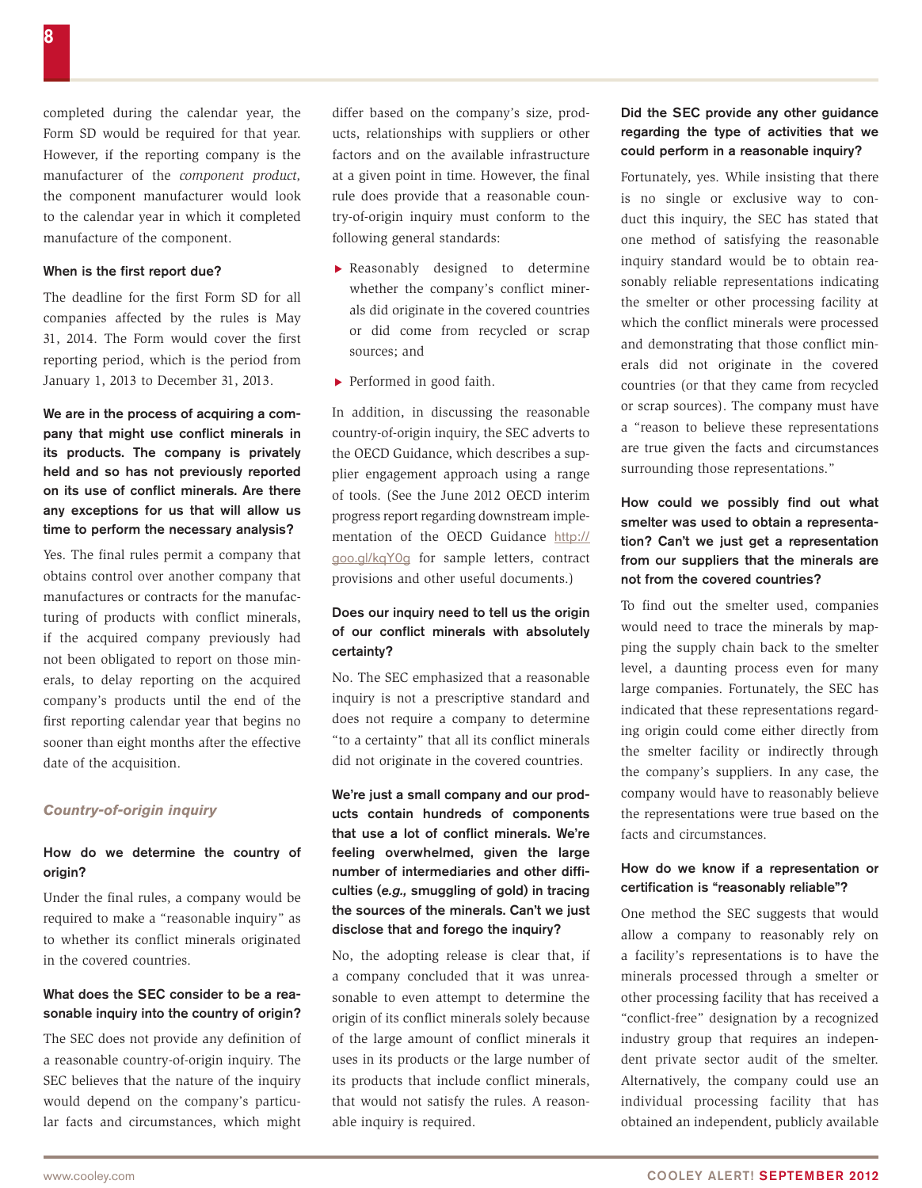completed during the calendar year, the Form SD would be required for that year. However, if the reporting company is the manufacturer of the *component product,* the component manufacturer would look to the calendar year in which it completed manufacture of the component.

**When is the first report due?**

The deadline for the first Form SD for all companies affected by the rules is May 31, 2014. The Form would cover the first reporting period, which is the period from January 1, 2013 to December 31, 2013.

**We are in the process of acquiring a company that might use conflict minerals in its products. The company is privately held and so has not previously reported on its use of conflict minerals. Are there any exceptions for us that will allow us time to perform the necessary analysis?**

Yes. The final rules permit a company that obtains control over another company that manufactures or contracts for the manufacturing of products with conflict minerals, if the acquired company previously had not been obligated to report on those minerals, to delay reporting on the acquired company's products until the end of the first reporting calendar year that begins no sooner than eight months after the effective date of the acquisition.

### *Country-of-origin inquiry*

**How do we determine the country of origin?**

Under the final rules, a company would be required to make a "reasonable inquiry" as to whether its conflict minerals originated in the covered countries.

**What does the SEC consider to be a reasonable inquiry into the country of origin?**

The SEC does not provide any definition of a reasonable country-of-origin inquiry. The SEC believes that the nature of the inquiry would depend on the company's particular facts and circumstances, which might differ based on the company's size, products, relationships with suppliers or other factors and on the available infrastructure at a given point in time. However, the final rule does provide that a reasonable country-of-origin inquiry must conform to the following general standards:

- Reasonably designed to determine whether the company's conflict minerals did originate in the covered countries or did come from recycled or scrap sources; and
- Performed in good faith.

In addition, in discussing the reasonable country-of-origin inquiry, the SEC adverts to the OECD Guidance, which describes a supplier engagement approach using a range of tools. (See the June 2012 OECD interim progress report regarding downstream implementation of the OECD Guidance http://goo.gl/kqY0g for sample letters, contract provisions and other useful documents.)

**Does our inquiry need to tell us the origin of our conflict minerals with absolutely certainty?**

No. The SEC emphasized that a reasonable inquiry is not a prescriptive standard and does not require a company to determine "to a certainty" that all its conflict minerals did not originate in the covered countries.

**We're just a small company and our products contain hundreds of components that use a lot of conflict minerals. We're feeling overwhelmed, given the large number of intermediaries and other difficulties (*e.g.,* smuggling of gold) in tracing the sources of the minerals. Can't we just disclose that and forego the inquiry?**

No, the adopting release is clear that, if a company concluded that it was unreasonable to even attempt to determine the origin of its conflict minerals solely because of the large amount of conflict minerals it uses in its products or the large number of its products that include conflict minerals, that would not satisfy the rules. A reasonable inquiry is required.

**Did the SEC provide any other guidance regarding the type of activities that we could perform in a reasonable inquiry?**

Fortunately, yes. While insisting that there is no single or exclusive way to conduct this inquiry, the SEC has stated that one method of satisfying the reasonable inquiry standard would be to obtain reasonably reliable representations indicating the smelter or other processing facility at which the conflict minerals were processed and demonstrating that those conflict minerals did not originate in the covered countries (or that they came from recycled or scrap sources). The company must have a "reason to believe these representations are true given the facts and circumstances surrounding those representations."

**How could we possibly find out what smelter was used to obtain a representation? Can't we just get a representation from our suppliers that the minerals are not from the covered countries?**

To find out the smelter used, companies would need to trace the minerals by mapping the supply chain back to the smelter level, a daunting process even for many large companies. Fortunately, the SEC has indicated that these representations regarding origin could come either directly from the smelter facility or indirectly through the company's suppliers. In any case, the company would have to reasonably believe the representations were true based on the facts and circumstances.

**How do we know if a representation or certification is "reasonably reliable"?**

One method the SEC suggests that would allow a company to reasonably rely on a facility's representations is to have the minerals processed through a smelter or other processing facility that has received a "conflict-free" designation by a recognized industry group that requires an independent private sector audit of the smelter. Alternatively, the company could use an individual processing facility that has obtained an independent, publicly available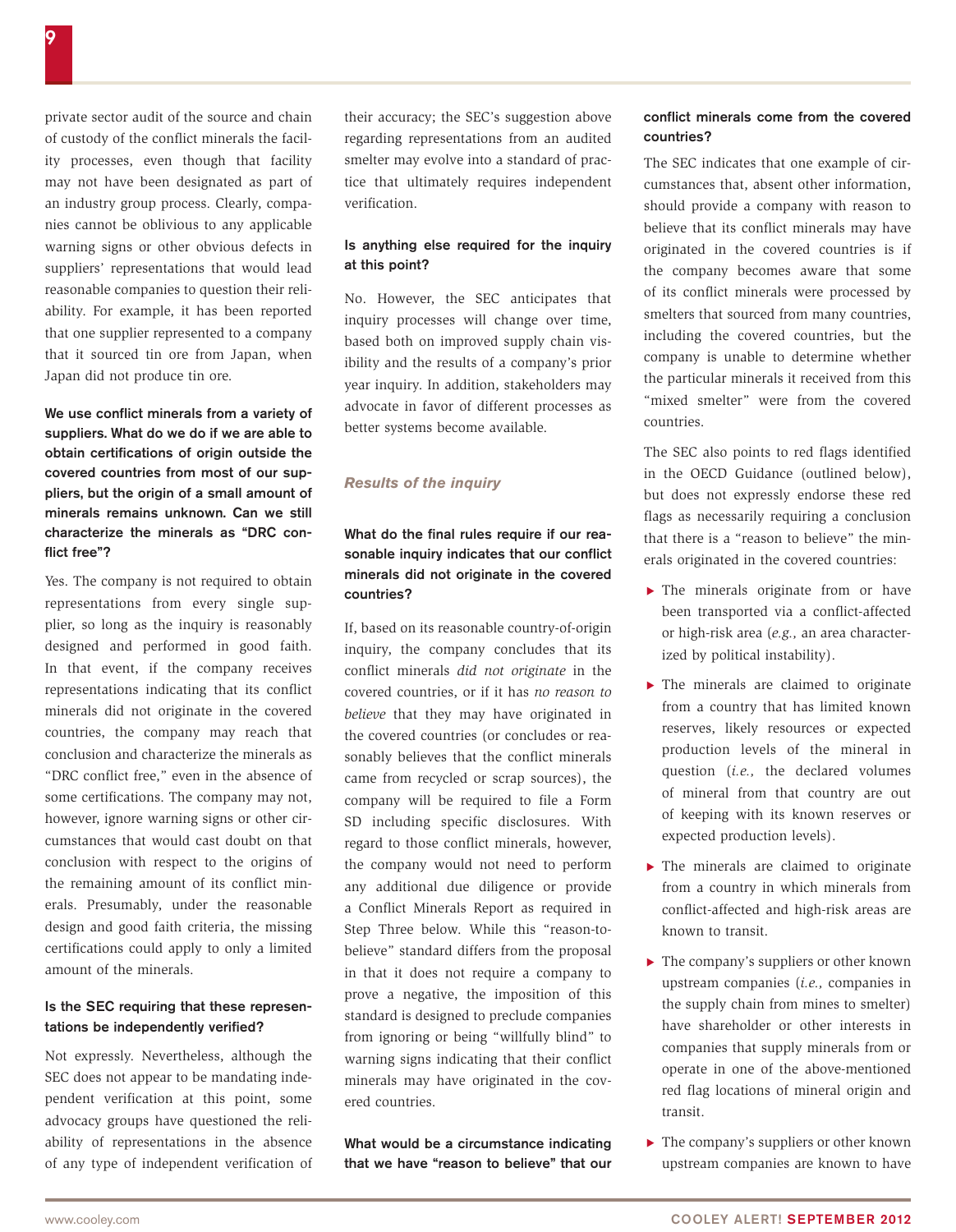private sector audit of the source and chain of custody of the conflict minerals the facility processes, even though that facility may not have been designated as part of an industry group process. Clearly, companies cannot be oblivious to any applicable warning signs or other obvious defects in suppliers' representations that would lead reasonable companies to question their reliability. For example, it has been reported that one supplier represented to a company that it sourced tin ore from Japan, when Japan did not produce tin ore.

**We use conflict minerals from a variety of suppliers. What do we do if we are able to obtain certifications of origin outside the covered countries from most of our suppliers, but the origin of a small amount of minerals remains unknown. Can we still characterize the minerals as "DRC conflict free"?**

Yes. The company is not required to obtain representations from every single supplier, so long as the inquiry is reasonably designed and performed in good faith. In that event, if the company receives representations indicating that its conflict minerals did not originate in the covered countries, the company may reach that conclusion and characterize the minerals as "DRC conflict free," even in the absence of some certifications. The company may not, however, ignore warning signs or other circumstances that would cast doubt on that conclusion with respect to the origins of the remaining amount of its conflict minerals. Presumably, under the reasonable design and good faith criteria, the missing certifications could apply to only a limited amount of the minerals.

**Is the SEC requiring that these representations be independently verified?**

Not expressly. Nevertheless, although the SEC does not appear to be mandating independent verification at this point, some advocacy groups have questioned the reliability of representations in the absence of any type of independent verification of their accuracy; the SEC's suggestion above regarding representations from an audited smelter may evolve into a standard of practice that ultimately requires independent verification.

**Is anything else required for the inquiry at this point?**

No. However, the SEC anticipates that inquiry processes will change over time, based both on improved supply chain visibility and the results of a company's prior year inquiry. In addition, stakeholders may advocate in favor of different processes as better systems become available.

### *Results of the inquiry*

**What do the final rules require if our reasonable inquiry indicates that our conflict minerals did not originate in the covered countries?**

If, based on its reasonable country-of-origin inquiry, the company concludes that its conflict minerals *did not originate* in the covered countries, or if it has *no reason to believe* that they may have originated in the covered countries (or concludes or reasonably believes that the conflict minerals came from recycled or scrap sources), the company will be required to file a Form SD including specific disclosures. With regard to those conflict minerals, however, the company would not need to perform any additional due diligence or provide a Conflict Minerals Report as required in Step Three below. While this "reason-to-believe" standard differs from the proposal in that it does not require a company to prove a negative, the imposition of this standard is designed to preclude companies from ignoring or being "willfully blind" to warning signs indicating that their conflict minerals may have originated in the covered countries.

**What would be a circumstance indicating that we have "reason to believe" that our conflict minerals come from the covered countries?**

The SEC indicates that one example of circumstances that, absent other information, should provide a company with reason to believe that its conflict minerals may have originated in the covered countries is if the company becomes aware that some of its conflict minerals were processed by smelters that sourced from many countries, including the covered countries, but the company is unable to determine whether the particular minerals it received from this "mixed smelter" were from the covered countries.

The SEC also points to red flags identified in the OECD Guidance (outlined below), but does not expressly endorse these red flags as necessarily requiring a conclusion that there is a "reason to believe" the minerals originated in the covered countries:

- The minerals originate from or have been transported via a conflict-affected or high-risk area (*e.g.,* an area characterized by political instability).
- The minerals are claimed to originate from a country that has limited known reserves, likely resources or expected production levels of the mineral in question (*i.e.,* the declared volumes of mineral from that country are out of keeping with its known reserves or expected production levels).
- The minerals are claimed to originate from a country in which minerals from conflict-affected and high-risk areas are known to transit.
- The company's suppliers or other known upstream companies (*i.e.,* companies in the supply chain from mines to smelter) have shareholder or other interests in companies that supply minerals from or operate in one of the above-mentioned red flag locations of mineral origin and transit.
- The company's suppliers or other known upstream companies are known to have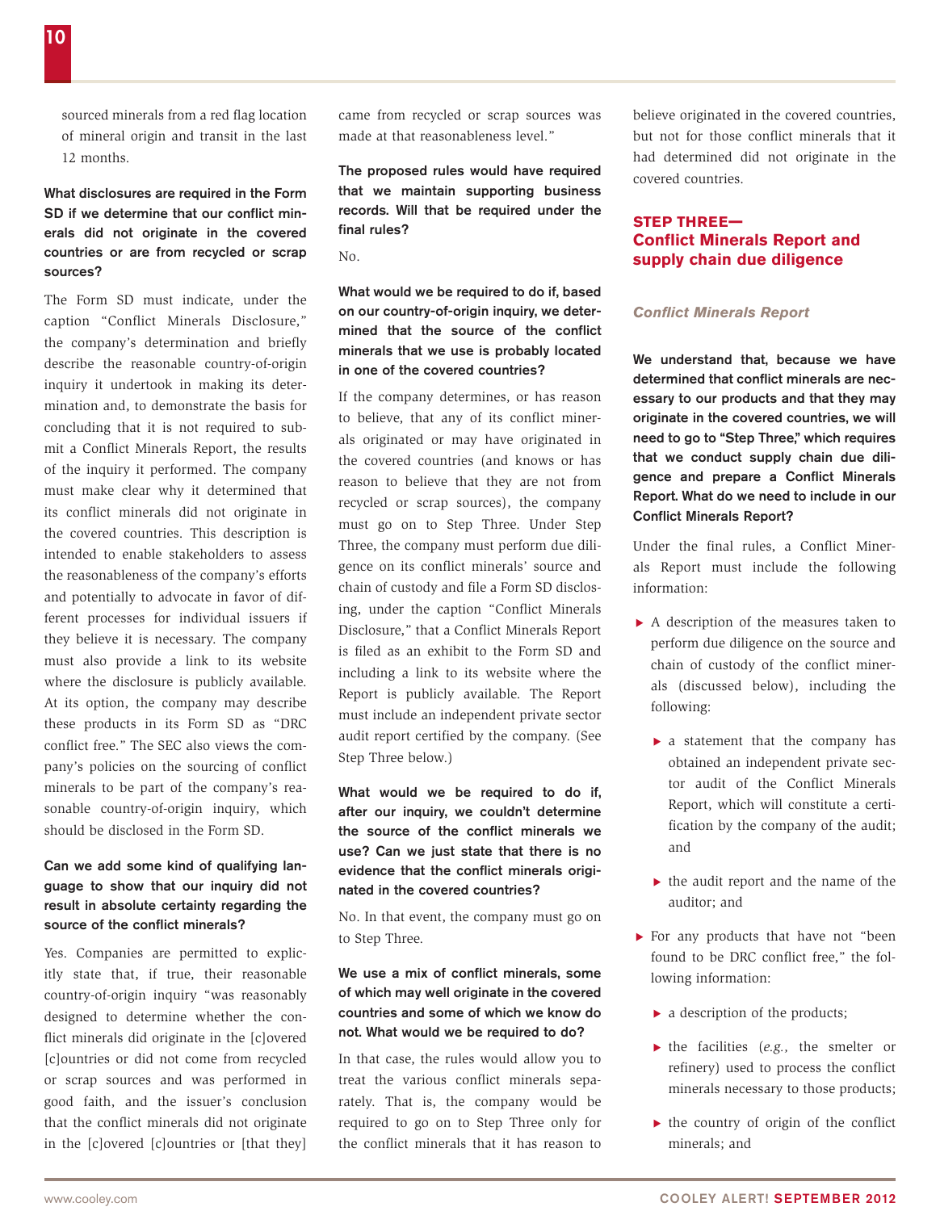sourced minerals from a red flag location of mineral origin and transit in the last 12 months.

**What disclosures are required in the Form SD if we determine that our conflict minerals did not originate in the covered countries or are from recycled or scrap sources?**

The Form SD must indicate, under the caption "Conflict Minerals Disclosure," the company's determination and briefly describe the reasonable country-of-origin inquiry it undertook in making its determination and, to demonstrate the basis for concluding that it is not required to submit a Conflict Minerals Report, the results of the inquiry it performed. The company must make clear why it determined that its conflict minerals did not originate in the covered countries. This description is intended to enable stakeholders to assess the reasonableness of the company's efforts and potentially to advocate in favor of different processes for individual issuers if they believe it is necessary. The company must also provide a link to its website where the disclosure is publicly available. At its option, the company may describe these products in its Form SD as "DRC conflict free." The SEC also views the company's policies on the sourcing of conflict minerals to be part of the company's reasonable country-of-origin inquiry, which should be disclosed in the Form SD.

**Can we add some kind of qualifying language to show that our inquiry did not result in absolute certainty regarding the source of the conflict minerals?**

Yes. Companies are permitted to explicitly state that, if true, their reasonable country-of-origin inquiry "was reasonably designed to determine whether the conflict minerals did originate in the [c]overed [c]ountries or did not come from recycled or scrap sources and was performed in good faith, and the issuer's conclusion that the conflict minerals did not originate in the [c]overed [c]ountries or [that they] came from recycled or scrap sources was made at that reasonableness level."

**The proposed rules would have required that we maintain supporting business records. Will that be required under the final rules?**

No.

**What would we be required to do if, based on our country-of-origin inquiry, we determined that the source of the conflict minerals that we use is probably located in one of the covered countries?**

If the company determines, or has reason to believe, that any of its conflict minerals originated or may have originated in the covered countries (and knows or has reason to believe that they are not from recycled or scrap sources), the company must go on to Step Three. Under Step Three, the company must perform due diligence on its conflict minerals' source and chain of custody and file a Form SD disclosing, under the caption "Conflict Minerals Disclosure," that a Conflict Minerals Report is filed as an exhibit to the Form SD and including a link to its website where the Report is publicly available. The Report must include an independent private sector audit report certified by the company. (See Step Three below.)

**What would we be required to do if, after our inquiry, we couldn't determine the source of the conflict minerals we use? Can we just state that there is no evidence that the conflict minerals originated in the covered countries?**

No. In that event, the company must go on to Step Three.

**We use a mix of conflict minerals, some of which may well originate in the covered countries and some of which we know do not. What would we be required to do?**

In that case, the rules would allow you to treat the various conflict minerals separately. That is, the company would be required to go on to Step Three only for the conflict minerals that it has reason to believe originated in the covered countries, but not for those conflict minerals that it had determined did not originate in the covered countries.

## STEP THREE— Conflict Minerals Report and supply chain due diligence

### *Conflict Minerals Report*

**We understand that, because we have determined that conflict minerals are necessary to our products and that they may originate in the covered countries, we will need to go to "Step Three," which requires that we conduct supply chain due diligence and prepare a Conflict Minerals Report. What do we need to include in our Conflict Minerals Report?**

Under the final rules, a Conflict Minerals Report must include the following information:

- A description of the measures taken to perform due diligence on the source and chain of custody of the conflict minerals (discussed below), including the following:
  - a statement that the company has obtained an independent private sector audit of the Conflict Minerals Report, which will constitute a certification by the company of the audit; and
  - the audit report and the name of the auditor; and
- For any products that have not "been found to be DRC conflict free," the following information:
  - a description of the products;
  - the facilities (*e.g.*, the smelter or refinery) used to process the conflict minerals necessary to those products;
  - the country of origin of the conflict minerals; and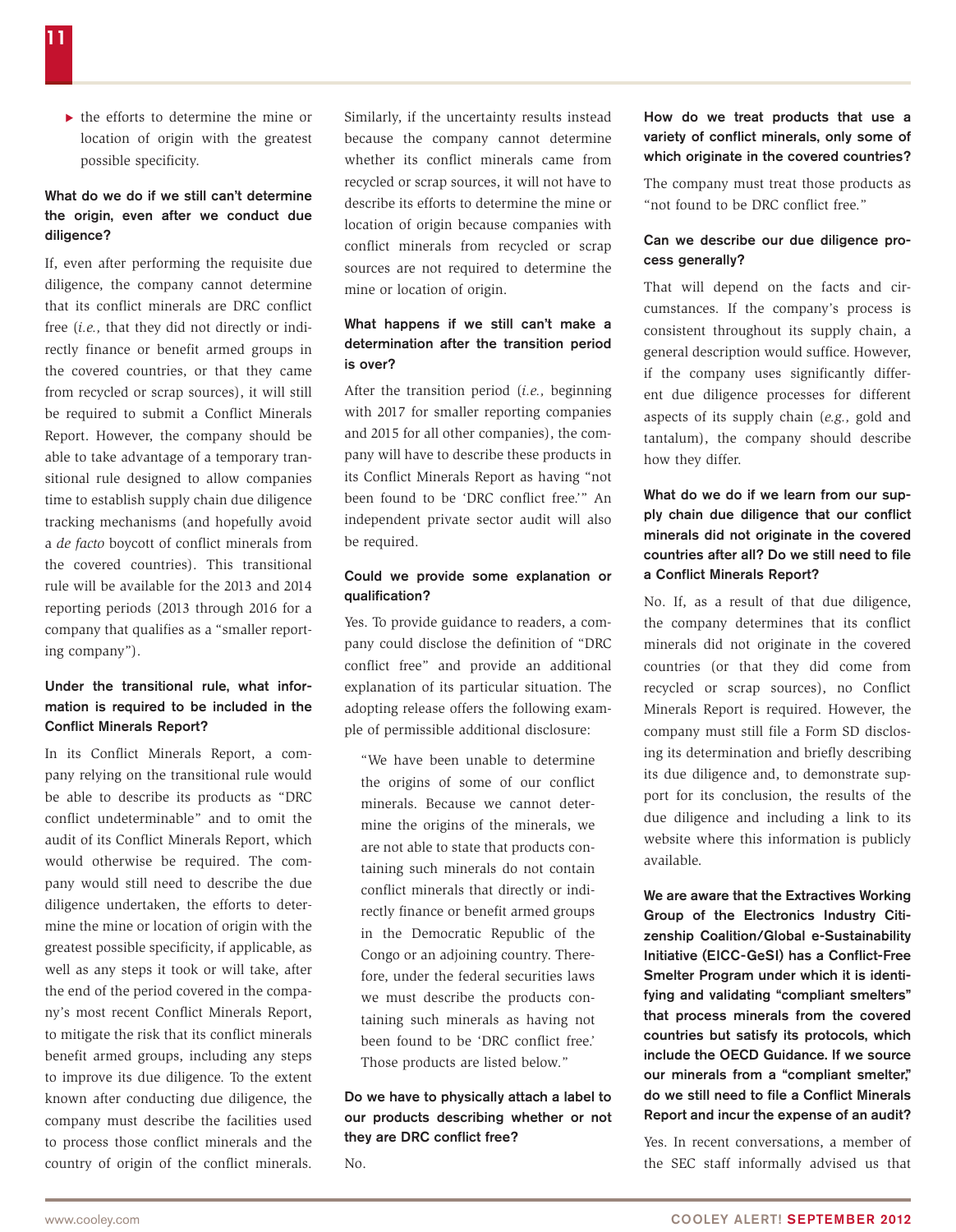- the efforts to determine the mine or location of origin with the greatest possible specificity.

**What do we do if we still can't determine the origin, even after we conduct due diligence?**

If, even after performing the requisite due diligence, the company cannot determine that its conflict minerals are DRC conflict free (*i.e.,* that they did not directly or indirectly finance or benefit armed groups in the covered countries, or that they came from recycled or scrap sources), it will still be required to submit a Conflict Minerals Report. However, the company should be able to take advantage of a temporary transitional rule designed to allow companies time to establish supply chain due diligence tracking mechanisms (and hopefully avoid a *de facto* boycott of conflict minerals from the covered countries). This transitional rule will be available for the 2013 and 2014 reporting periods (2013 through 2016 for a company that qualifies as a "smaller reporting company").

**Under the transitional rule, what information is required to be included in the Conflict Minerals Report?**

In its Conflict Minerals Report, a company relying on the transitional rule would be able to describe its products as "DRC conflict undeterminable" and to omit the audit of its Conflict Minerals Report, which would otherwise be required. The company would still need to describe the due diligence undertaken, the efforts to determine the mine or location of origin with the greatest possible specificity, if applicable, as well as any steps it took or will take, after the end of the period covered in the company's most recent Conflict Minerals Report, to mitigate the risk that its conflict minerals benefit armed groups, including any steps to improve its due diligence. To the extent known after conducting due diligence, the company must describe the facilities used to process those conflict minerals and the country of origin of the conflict minerals.

Similarly, if the uncertainty results instead because the company cannot determine whether its conflict minerals came from recycled or scrap sources, it will not have to describe its efforts to determine the mine or location of origin because companies with conflict minerals from recycled or scrap sources are not required to determine the mine or location of origin.

**What happens if we still can't make a determination after the transition period is over?**

After the transition period (*i.e.,* beginning with 2017 for smaller reporting companies and 2015 for all other companies), the company will have to describe these products in its Conflict Minerals Report as having "not been found to be 'DRC conflict free.'" An independent private sector audit will also be required.

**Could we provide some explanation or qualification?**

Yes. To provide guidance to readers, a company could disclose the definition of "DRC conflict free" and provide an additional explanation of its particular situation. The adopting release offers the following example of permissible additional disclosure:

> "We have been unable to determine the origins of some of our conflict minerals. Because we cannot determine the origins of the minerals, we are not able to state that products containing such minerals do not contain conflict minerals that directly or indirectly finance or benefit armed groups in the Democratic Republic of the Congo or an adjoining country. Therefore, under the federal securities laws we must describe the products containing such minerals as having not been found to be 'DRC conflict free.' Those products are listed below."

**Do we have to physically attach a label to our products describing whether or not they are DRC conflict free?**

No.

**How do we treat products that use a variety of conflict minerals, only some of which originate in the covered countries?**

The company must treat those products as "not found to be DRC conflict free."

**Can we describe our due diligence process generally?**

That will depend on the facts and circumstances. If the company's process is consistent throughout its supply chain, a general description would suffice. However, if the company uses significantly different due diligence processes for different aspects of its supply chain (*e.g.,* gold and tantalum), the company should describe how they differ.

**What do we do if we learn from our supply chain due diligence that our conflict minerals did not originate in the covered countries after all? Do we still need to file a Conflict Minerals Report?**

No. If, as a result of that due diligence, the company determines that its conflict minerals did not originate in the covered countries (or that they did come from recycled or scrap sources), no Conflict Minerals Report is required. However, the company must still file a Form SD disclosing its determination and briefly describing its due diligence and, to demonstrate support for its conclusion, the results of the due diligence and including a link to its website where this information is publicly available.

**We are aware that the Extractives Working Group of the Electronics Industry Citizenship Coalition/Global e-Sustainability Initiative (EICC-GeSI) has a Conflict-Free Smelter Program under which it is identifying and validating "compliant smelters" that process minerals from the covered countries but satisfy its protocols, which include the OECD Guidance. If we source our minerals from a "compliant smelter," do we still need to file a Conflict Minerals Report and incur the expense of an audit?**

Yes. In recent conversations, a member of the SEC staff informally advised us that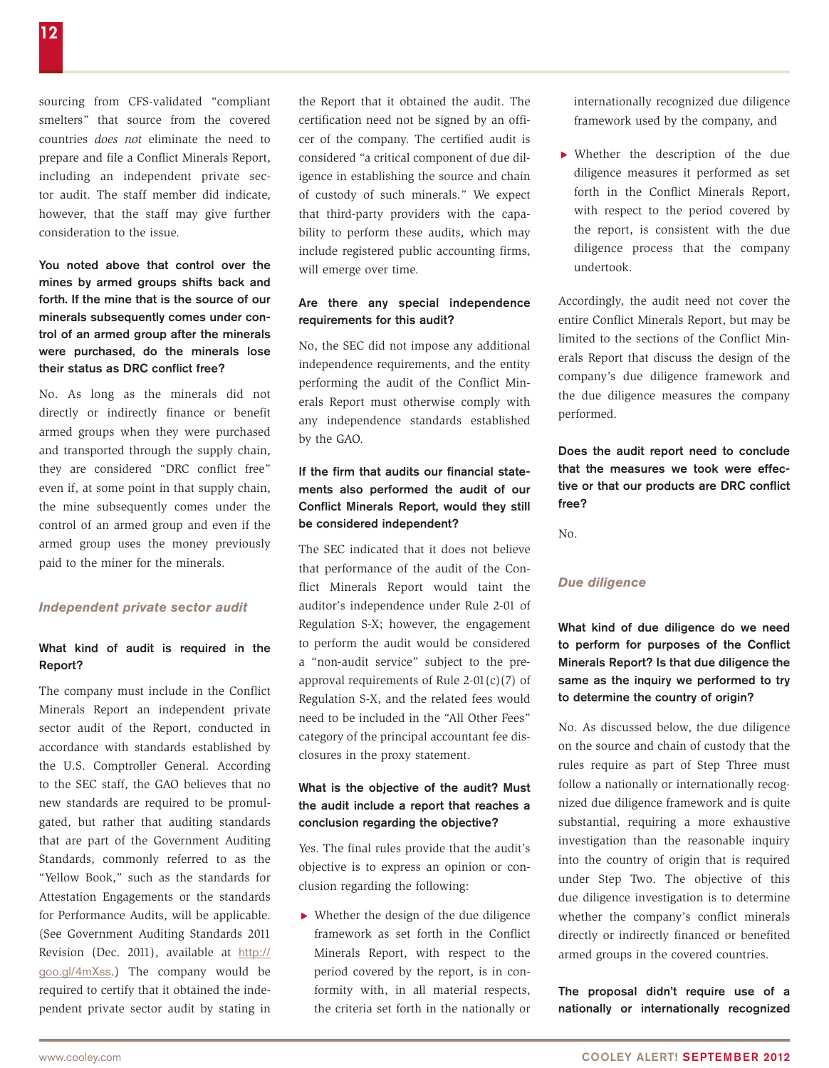sourcing from CFS-validated "compliant smelters" that source from the covered countries *does not* eliminate the need to prepare and file a Conflict Minerals Report, including an independent private sector audit. The staff member did indicate, however, that the staff may give further consideration to the issue.

**You noted above that control over the mines by armed groups shifts back and forth. If the mine that is the source of our minerals subsequently comes under control of an armed group after the minerals were purchased, do the minerals lose their status as DRC conflict free?**

No. As long as the minerals did not directly or indirectly finance or benefit armed groups when they were purchased and transported through the supply chain, they are considered "DRC conflict free" even if, at some point in that supply chain, the mine subsequently comes under the control of an armed group and even if the armed group uses the money previously paid to the miner for the minerals.

### *Independent private sector audit*

**What kind of audit is required in the Report?**

The company must include in the Conflict Minerals Report an independent private sector audit of the Report, conducted in accordance with standards established by the U.S. Comptroller General. According to the SEC staff, the GAO believes that no new standards are required to be promulgated, but rather that auditing standards that are part of the Government Auditing Standards, commonly referred to as the "Yellow Book," such as the standards for Attestation Engagements or the standards for Performance Audits, will be applicable. (See Government Auditing Standards 2011 Revision (Dec. 2011), available at http://goo.gl/4mXss.) The company would be required to certify that it obtained the independent private sector audit by stating in the Report that it obtained the audit. The certification need not be signed by an officer of the company. The certified audit is considered "a critical component of due diligence in establishing the source and chain of custody of such minerals." We expect that third-party providers with the capability to perform these audits, which may include registered public accounting firms, will emerge over time.

**Are there any special independence requirements for this audit?**

No, the SEC did not impose any additional independence requirements, and the entity performing the audit of the Conflict Minerals Report must otherwise comply with any independence standards established by the GAO.

**If the firm that audits our financial statements also performed the audit of our Conflict Minerals Report, would they still be considered independent?**

The SEC indicated that it does not believe that performance of the audit of the Conflict Minerals Report would taint the auditor's independence under Rule 2-01 of Regulation S-X; however, the engagement to perform the audit would be considered a "non-audit service" subject to the preapproval requirements of Rule 2-01(c)(7) of Regulation S-X, and the related fees would need to be included in the "All Other Fees" category of the principal accountant fee disclosures in the proxy statement.

**What is the objective of the audit? Must the audit include a report that reaches a conclusion regarding the objective?**

Yes. The final rules provide that the audit's objective is to express an opinion or conclusion regarding the following:

- Whether the design of the due diligence framework as set forth in the Conflict Minerals Report, with respect to the period covered by the report, is in conformity with, in all material respects, the criteria set forth in the nationally or internationally recognized due diligence framework used by the company, and
- Whether the description of the due diligence measures it performed as set forth in the Conflict Minerals Report, with respect to the period covered by the report, is consistent with the due diligence process that the company undertook.

Accordingly, the audit need not cover the entire Conflict Minerals Report, but may be limited to the sections of the Conflict Minerals Report that discuss the design of the company's due diligence framework and the due diligence measures the company performed.

**Does the audit report need to conclude that the measures we took were effective or that our products are DRC conflict free?**

No.

### *Due diligence*

**What kind of due diligence do we need to perform for purposes of the Conflict Minerals Report? Is that due diligence the same as the inquiry we performed to try to determine the country of origin?**

No. As discussed below, the due diligence on the source and chain of custody that the rules require as part of Step Three must follow a nationally or internationally recognized due diligence framework and is quite substantial, requiring a more exhaustive investigation than the reasonable inquiry into the country of origin that is required under Step Two. The objective of this due diligence investigation is to determine whether the company's conflict minerals directly or indirectly financed or benefited armed groups in the covered countries.

**The proposal didn't require use of a nationally or internationally recognized**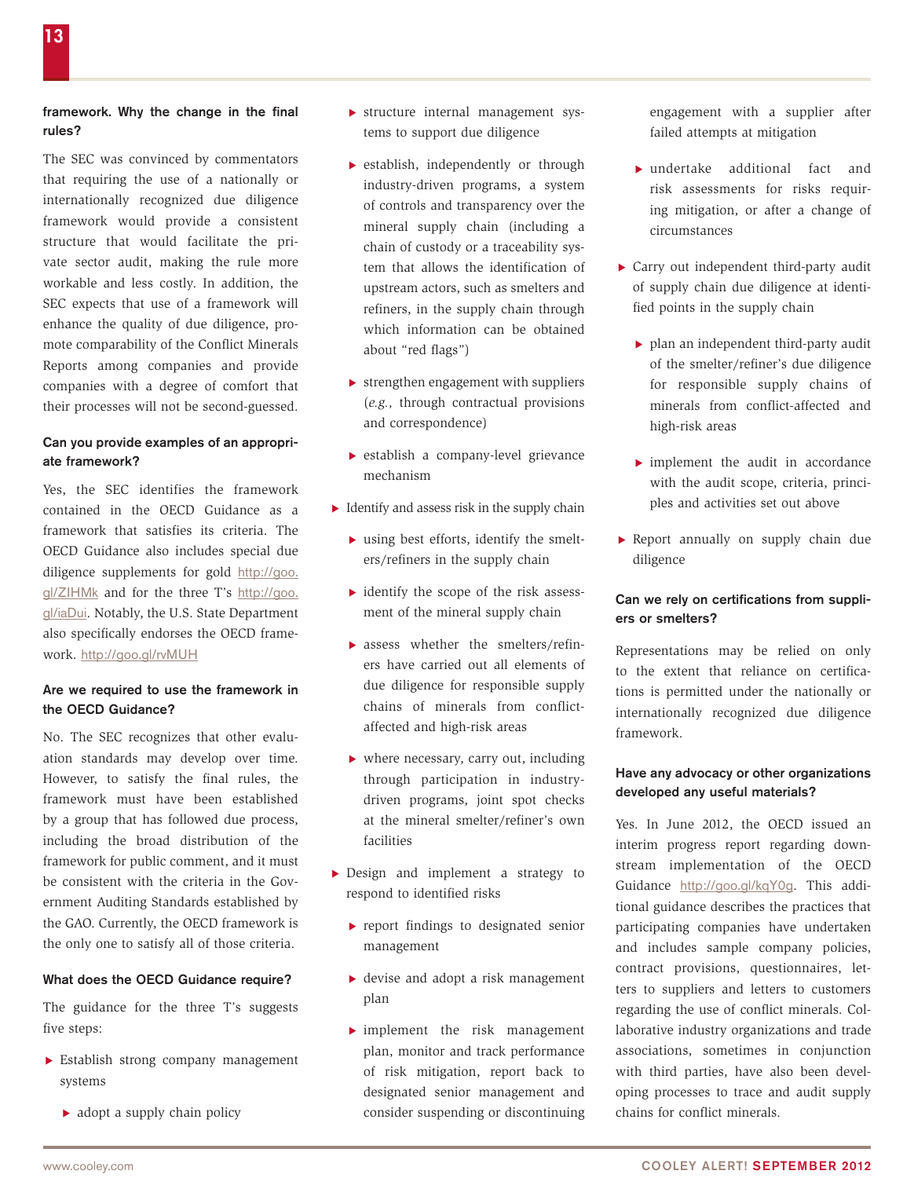**framework. Why the change in the final rules?**

The SEC was convinced by commentators that requiring the use of a nationally or internationally recognized due diligence framework would provide a consistent structure that would facilitate the private sector audit, making the rule more workable and less costly. In addition, the SEC expects that use of a framework will enhance the quality of due diligence, promote comparability of the Conflict Minerals Reports among companies and provide companies with a degree of comfort that their processes will not be second-guessed.

### Can you provide examples of an appropriate framework?

Yes, the SEC identifies the framework contained in the OECD Guidance as a framework that satisfies its criteria. The OECD Guidance also includes special due diligence supplements for gold http://goo.gl/ZIHMk and for the three T's http://goo.gl/iaDui. Notably, the U.S. State Department also specifically endorses the OECD framework. http://goo.gl/rvMUH

### Are we required to use the framework in the OECD Guidance?

No. The SEC recognizes that other evaluation standards may develop over time. However, to satisfy the final rules, the framework must have been established by a group that has followed due process, including the broad distribution of the framework for public comment, and it must be consistent with the criteria in the Government Auditing Standards established by the GAO. Currently, the OECD framework is the only one to satisfy all of those criteria.

### What does the OECD Guidance require?

The guidance for the three T's suggests five steps:

- Establish strong company management systems
  - adopt a supply chain policy
  - structure internal management systems to support due diligence
  - establish, independently or through industry-driven programs, a system of controls and transparency over the mineral supply chain (including a chain of custody or a traceability system that allows the identification of upstream actors, such as smelters and refiners, in the supply chain through which information can be obtained about "red flags")
  - strengthen engagement with suppliers (*e.g.*, through contractual provisions and correspondence)
  - establish a company-level grievance mechanism
- Identify and assess risk in the supply chain
  - using best efforts, identify the smelters/refiners in the supply chain
  - identify the scope of the risk assessment of the mineral supply chain
  - assess whether the smelters/refiners have carried out all elements of due diligence for responsible supply chains of minerals from conflict-affected and high-risk areas
  - where necessary, carry out, including through participation in industry-driven programs, joint spot checks at the mineral smelter/refiner's own facilities
- Design and implement a strategy to respond to identified risks
  - report findings to designated senior management
  - devise and adopt a risk management plan
  - implement the risk management plan, monitor and track performance of risk mitigation, report back to designated senior management and consider suspending or discontinuing engagement with a supplier after failed attempts at mitigation
  - undertake additional fact and risk assessments for risks requiring mitigation, or after a change of circumstances
- Carry out independent third-party audit of supply chain due diligence at identified points in the supply chain
  - plan an independent third-party audit of the smelter/refiner's due diligence for responsible supply chains of minerals from conflict-affected and high-risk areas
  - implement the audit in accordance with the audit scope, criteria, principles and activities set out above
- Report annually on supply chain due diligence

### Can we rely on certifications from suppliers or smelters?

Representations may be relied on only to the extent that reliance on certifications is permitted under the nationally or internationally recognized due diligence framework.

### Have any advocacy or other organizations developed any useful materials?

Yes. In June 2012, the OECD issued an interim progress report regarding downstream implementation of the OECD Guidance http://goo.gl/kqY0g. This additional guidance describes the practices that participating companies have undertaken and includes sample company policies, contract provisions, questionnaires, letters to suppliers and letters to customers regarding the use of conflict minerals. Collaborative industry organizations and trade associations, sometimes in conjunction with third parties, have also been developing processes to trace and audit supply chains for conflict minerals.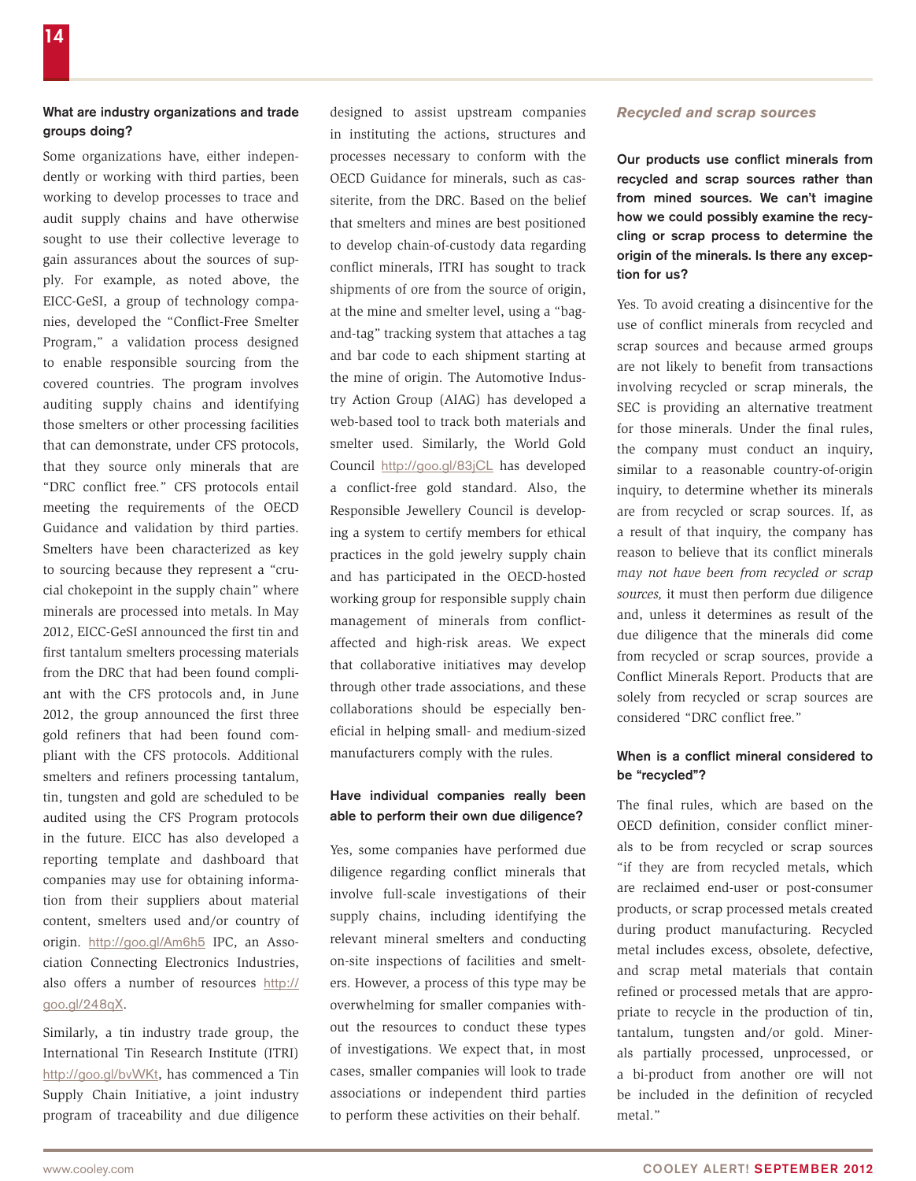### What are industry organizations and trade groups doing?

Some organizations have, either independently or working with third parties, been working to develop processes to trace and audit supply chains and have otherwise sought to use their collective leverage to gain assurances about the sources of supply. For example, as noted above, the EICC-GeSI, a group of technology companies, developed the "Conflict-Free Smelter Program," a validation process designed to enable responsible sourcing from the covered countries. The program involves auditing supply chains and identifying those smelters or other processing facilities that can demonstrate, under CFS protocols, that they source only minerals that are "DRC conflict free." CFS protocols entail meeting the requirements of the OECD Guidance and validation by third parties. Smelters have been characterized as key to sourcing because they represent a "crucial chokepoint in the supply chain" where minerals are processed into metals. In May 2012, EICC-GeSI announced the first tin and first tantalum smelters processing materials from the DRC that had been found compliant with the CFS protocols and, in June 2012, the group announced the first three gold refiners that had been found compliant with the CFS protocols. Additional smelters and refiners processing tantalum, tin, tungsten and gold are scheduled to be audited using the CFS Program protocols in the future. EICC has also developed a reporting template and dashboard that companies may use for obtaining information from their suppliers about material content, smelters used and/or country of origin. http://goo.gl/Am6h5 IPC, an Association Connecting Electronics Industries, also offers a number of resources http://goo.gl/248qX.

Similarly, a tin industry trade group, the International Tin Research Institute (ITRI) http://goo.gl/bvWKt, has commenced a Tin Supply Chain Initiative, a joint industry program of traceability and due diligence designed to assist upstream companies in instituting the actions, structures and processes necessary to conform with the OECD Guidance for minerals, such as cassiterite, from the DRC. Based on the belief that smelters and mines are best positioned to develop chain-of-custody data regarding conflict minerals, ITRI has sought to track shipments of ore from the source of origin, at the mine and smelter level, using a "bag-and-tag" tracking system that attaches a tag and bar code to each shipment starting at the mine of origin. The Automotive Industry Action Group (AIAG) has developed a web-based tool to track both materials and smelter used. Similarly, the World Gold Council http://goo.gl/83jCL has developed a conflict-free gold standard. Also, the Responsible Jewellery Council is developing a system to certify members for ethical practices in the gold jewelry supply chain and has participated in the OECD-hosted working group for responsible supply chain management of minerals from conflict-affected and high-risk areas. We expect that collaborative initiatives may develop through other trade associations, and these collaborations should be especially beneficial in helping small- and medium-sized manufacturers comply with the rules.

### Have individual companies really been able to perform their own due diligence?

Yes, some companies have performed due diligence regarding conflict minerals that involve full-scale investigations of their supply chains, including identifying the relevant mineral smelters and conducting on-site inspections of facilities and smelters. However, a process of this type may be overwhelming for smaller companies without the resources to conduct these types of investigations. We expect that, in most cases, smaller companies will look to trade associations or independent third parties to perform these activities on their behalf.

## *Recycled and scrap sources*

### Our products use conflict minerals from recycled and scrap sources rather than from mined sources. We can't imagine how we could possibly examine the recycling or scrap process to determine the origin of the minerals. Is there any exception for us?

Yes. To avoid creating a disincentive for the use of conflict minerals from recycled and scrap sources and because armed groups are not likely to benefit from transactions involving recycled or scrap minerals, the SEC is providing an alternative treatment for those minerals. Under the final rules, the company must conduct an inquiry, similar to a reasonable country-of-origin inquiry, to determine whether its minerals are from recycled or scrap sources. If, as a result of that inquiry, the company has reason to believe that its conflict minerals *may not have been from recycled or scrap sources,* it must then perform due diligence and, unless it determines as result of the due diligence that the minerals did come from recycled or scrap sources, provide a Conflict Minerals Report. Products that are solely from recycled or scrap sources are considered "DRC conflict free."

### When is a conflict mineral considered to be "recycled"?

The final rules, which are based on the OECD definition, consider conflict minerals to be from recycled or scrap sources "if they are from recycled metals, which are reclaimed end-user or post-consumer products, or scrap processed metals created during product manufacturing. Recycled metal includes excess, obsolete, defective, and scrap metal materials that contain refined or processed metals that are appropriate to recycle in the production of tin, tantalum, tungsten and/or gold. Minerals partially processed, unprocessed, or a bi-product from another ore will not be included in the definition of recycled metal."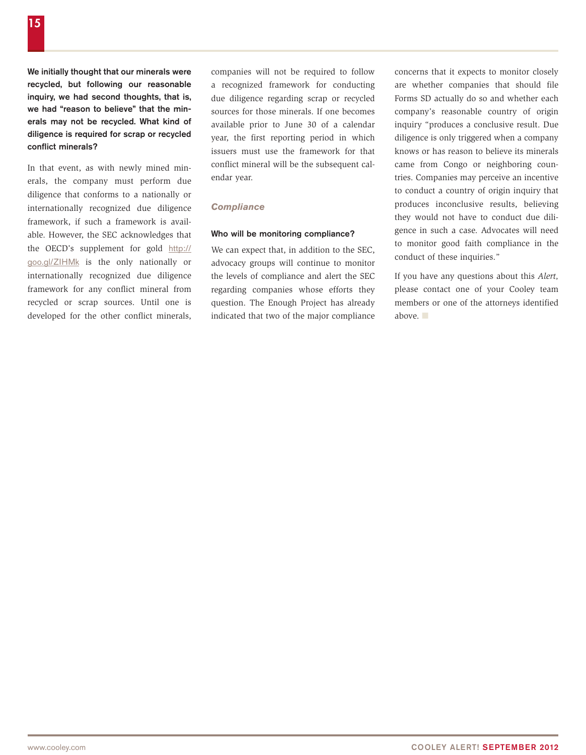**We initially thought that our minerals were recycled, but following our reasonable inquiry, we had second thoughts, that is, we had "reason to believe" that the minerals may not be recycled. What kind of diligence is required for scrap or recycled conflict minerals?**

In that event, as with newly mined minerals, the company must perform due diligence that conforms to a nationally or internationally recognized due diligence framework, if such a framework is available. However, the SEC acknowledges that the OECD's supplement for gold http://goo.gl/ZIHMk is the only nationally or internationally recognized due diligence framework for any conflict mineral from recycled or scrap sources. Until one is developed for the other conflict minerals, companies will not be required to follow a recognized framework for conducting due diligence regarding scrap or recycled sources for those minerals. If one becomes available prior to June 30 of a calendar year, the first reporting period in which issuers must use the framework for that conflict mineral will be the subsequent calendar year.

### *Compliance*

**Who will be monitoring compliance?**

We can expect that, in addition to the SEC, advocacy groups will continue to monitor the levels of compliance and alert the SEC regarding companies whose efforts they question. The Enough Project has already indicated that two of the major compliance concerns that it expects to monitor closely are whether companies that should file Forms SD actually do so and whether each company's reasonable country of origin inquiry "produces a conclusive result. Due diligence is only triggered when a company knows or has reason to believe its minerals came from Congo or neighboring countries. Companies may perceive an incentive to conduct a country of origin inquiry that produces inconclusive results, believing they would not have to conduct due diligence in such a case. Advocates will need to monitor good faith compliance in the conduct of these inquiries."

If you have any questions about this *Alert*, please contact one of your Cooley team members or one of the attorneys identified above.